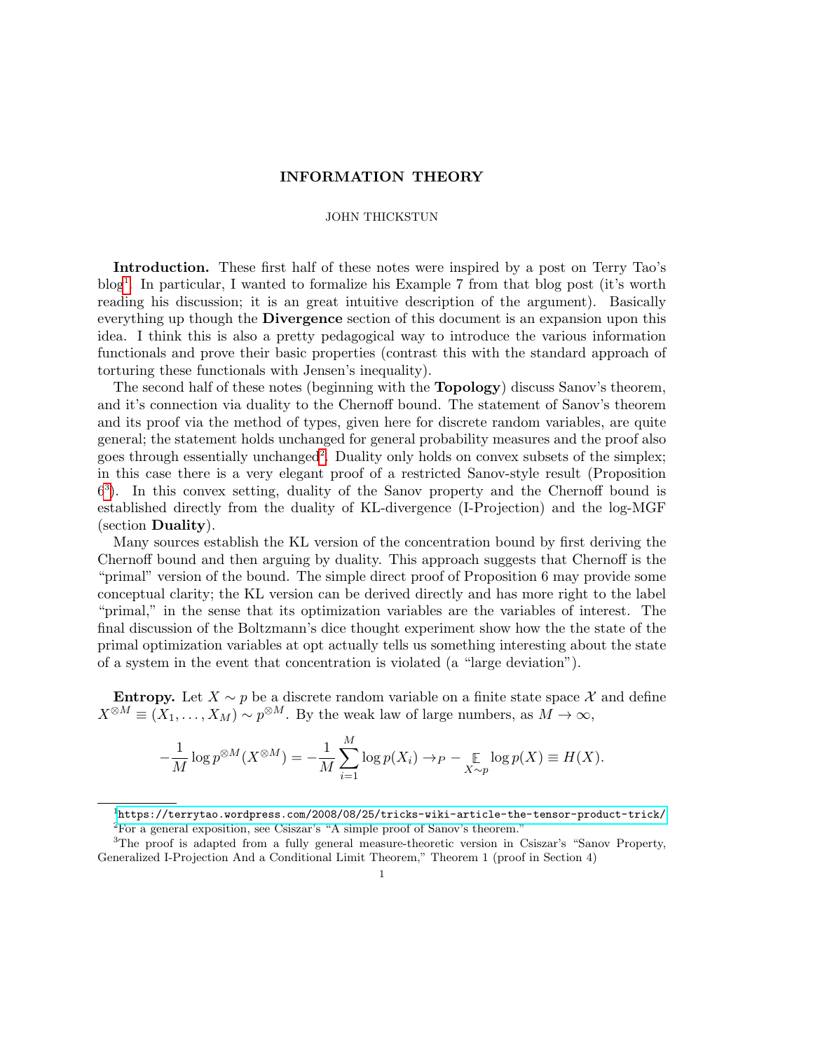# INFORMATION THEORY

JOHN THICKSTUN

**Introduction.** These first half of these notes were inspired by a post on Terry Tao's blog[1]. In particular, I wanted to formalize his Example 7 from that blog post (it's worth reading his discussion; it is an great intuitive description of the argument). Basically everything up though the **Divergence** section of this document is an expansion upon this idea. I think this is also a pretty pedagogical way to introduce the various information functionals and prove their basic properties (contrast this with the standard approach of torturing these functionals with Jensen's inequality).

The second half of these notes (beginning with the **Topology**) discuss Sanov's theorem, and it's connection via duality to the Chernoff bound. The statement of Sanov's theorem and its proof via the method of types, given here for discrete random variables, are quite general; the statement holds unchanged for general probability measures and the proof also goes through essentially unchanged[2]. Duality only holds on convex subsets of the simplex; in this case there is a very elegant proof of a restricted Sanov-style result (Proposition 6[3]). In this convex setting, duality of the Sanov property and the Chernoff bound is established directly from the duality of KL-divergence (I-Projection) and the log-MGF (section **Duality**).

Many sources establish the KL version of the concentration bound by first deriving the Chernoff bound and then arguing by duality. This approach suggests that Chernoff is the "primal" version of the bound. The simple direct proof of Proposition 6 may provide some conceptual clarity; the KL version can be derived directly and has more right to the label "primal," in the sense that its optimization variables are the variables of interest. The final discussion of the Boltzmann's dice thought experiment show how the the state of the primal optimization variables at opt actually tells us something interesting about the state of a system in the event that concentration is violated (a "large deviation").

**Entropy.** Let $X \sim p$ be a discrete random variable on a finite state space $\mathcal{X}$ and define $X^{\otimes M} \equiv (X_1, \ldots, X_M) \sim p^{\otimes M}$. By the weak law of large numbers, as $M \to \infty$,

$$-\frac{1}{M}\log p^{\otimes M}(X^{\otimes M}) = -\frac{1}{M}\sum_{i=1}^{M}\log p(X_i) \to_P -\mathop{\mathbb{E}}_{X\sim p}\log p(X) \equiv H(X).$$

[1] https://terrytao.wordpress.com/2008/08/25/tricks-wiki-article-the-tensor-product-trick/

[2] For a general exposition, see Csiszar's "A simple proof of Sanov's theorem."

[3] The proof is adapted from a fully general measure-theoretic version in Csiszar's "Sanov Property, Generalized I-Projection And a Conditional Limit Theorem," Theorem 1 (proof in Section 4)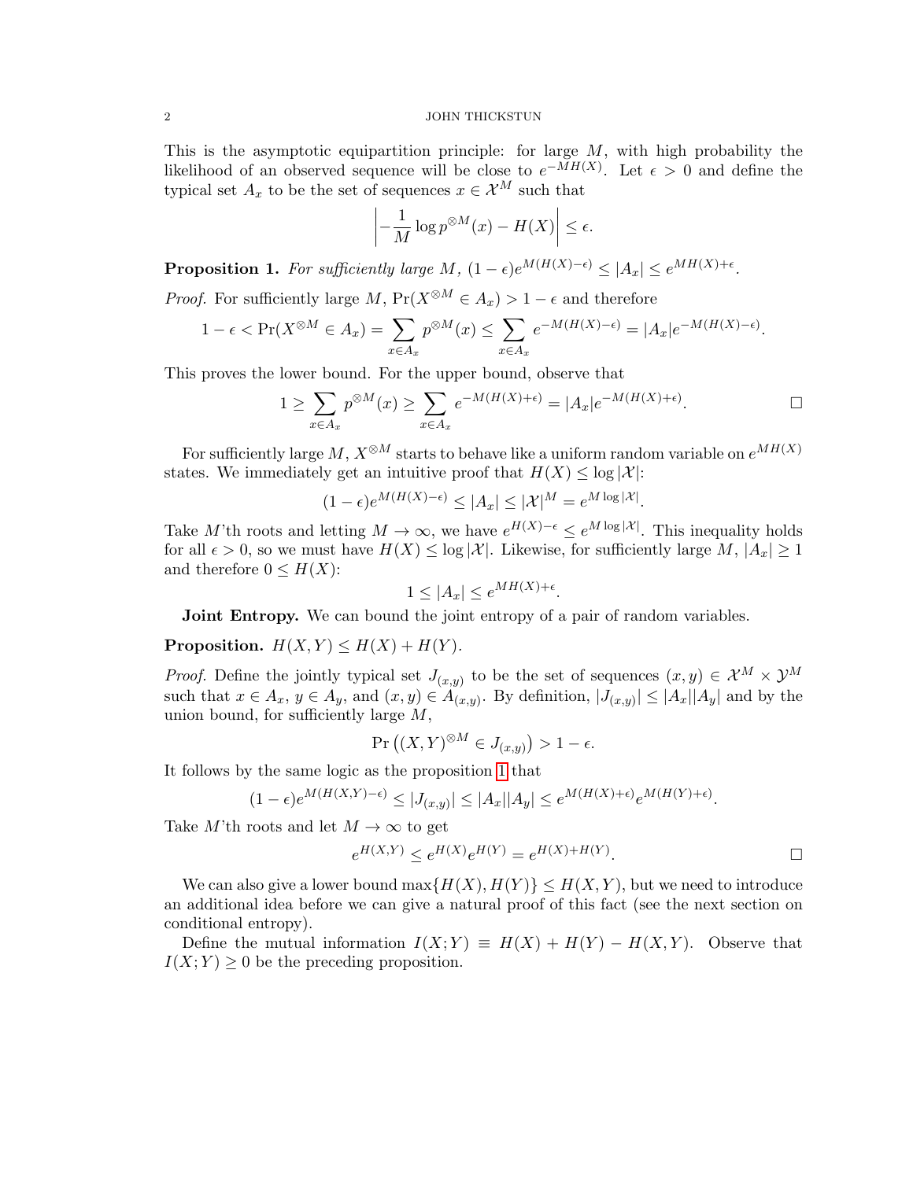This is the asymptotic equipartition principle: for large $M$, with high probability the likelihood of an observed sequence will be close to $e^{-MH(X)}$. Let $\epsilon > 0$ and define the typical set $A_x$ to be the set of sequences $x \in \mathcal{X}^M$ such that

$$\left| -\frac{1}{M} \log p^{\otimes M}(x) - H(X) \right| \leq \epsilon.$$

**Proposition 1.** *For sufficiently large $M$, $(1-\epsilon)e^{M(H(X)-\epsilon)} \leq |A_x| \leq e^{MH(X)+\epsilon}$.*

*Proof.* For sufficiently large $M$, $\Pr(X^{\otimes M} \in A_x) > 1 - \epsilon$ and therefore

$$1 - \epsilon < \Pr(X^{\otimes M} \in A_x) = \sum_{x \in A_x} p^{\otimes M}(x) \leq \sum_{x \in A_x} e^{-M(H(X)-\epsilon)} = |A_x| e^{-M(H(X)-\epsilon)}.$$

This proves the lower bound. For the upper bound, observe that

$$1 \geq \sum_{x \in A_x} p^{\otimes M}(x) \geq \sum_{x \in A_x} e^{-M(H(X)+\epsilon)} = |A_x| e^{-M(H(X)+\epsilon)}.$$

□

For sufficiently large $M$, $X^{\otimes M}$ starts to behave like a uniform random variable on $e^{MH(X)}$ states. We immediately get an intuitive proof that $H(X) \leq \log |\mathcal{X}|$:

$$(1-\epsilon)e^{M(H(X)-\epsilon)} \leq |A_x| \leq |\mathcal{X}|^M = e^{M \log |\mathcal{X}|}.$$

Take $M$'th roots and letting $M \to \infty$, we have $e^{H(X)-\epsilon} \leq e^{M \log |\mathcal{X}|}$. This inequality holds for all $\epsilon > 0$, so we must have $H(X) \leq \log |\mathcal{X}|$. Likewise, for sufficiently large $M$, $|A_x| \geq 1$ and therefore $0 \leq H(X)$:

$$1 \leq |A_x| \leq e^{MH(X)+\epsilon}.$$

**Joint Entropy.** We can bound the joint entropy of a pair of random variables.

**Proposition.** $H(X,Y) \leq H(X) + H(Y)$.

*Proof.* Define the jointly typical set $J_{(x,y)}$ to be the set of sequences $(x,y) \in \mathcal{X}^M \times \mathcal{Y}^M$ such that $x \in A_x$, $y \in A_y$, and $(x,y) \in A_{(x,y)}$. By definition, $|J_{(x,y)}| \leq |A_x||A_y|$ and by the union bound, for sufficiently large $M$,

$$\Pr\left((X,Y)^{\otimes M} \in J_{(x,y)}\right) > 1 - \epsilon.$$

It follows by the same logic as the proposition 1 that

$$(1-\epsilon)e^{M(H(X,Y)-\epsilon)} \leq |J_{(x,y)}| \leq |A_x||A_y| \leq e^{M(H(X)+\epsilon)}e^{M(H(Y)+\epsilon)}.$$

Take $M$'th roots and let $M \to \infty$ to get

$$e^{H(X,Y)} \leq e^{H(X)}e^{H(Y)} = e^{H(X)+H(Y)}.$$

□

We can also give a lower bound $\max\{H(X), H(Y)\} \leq H(X,Y)$, but we need to introduce an additional idea before we can give a natural proof of this fact (see the next section on conditional entropy).

Define the mutual information $I(X;Y) \equiv H(X) + H(Y) - H(X,Y)$. Observe that $I(X;Y) \geq 0$ be the preceding proposition.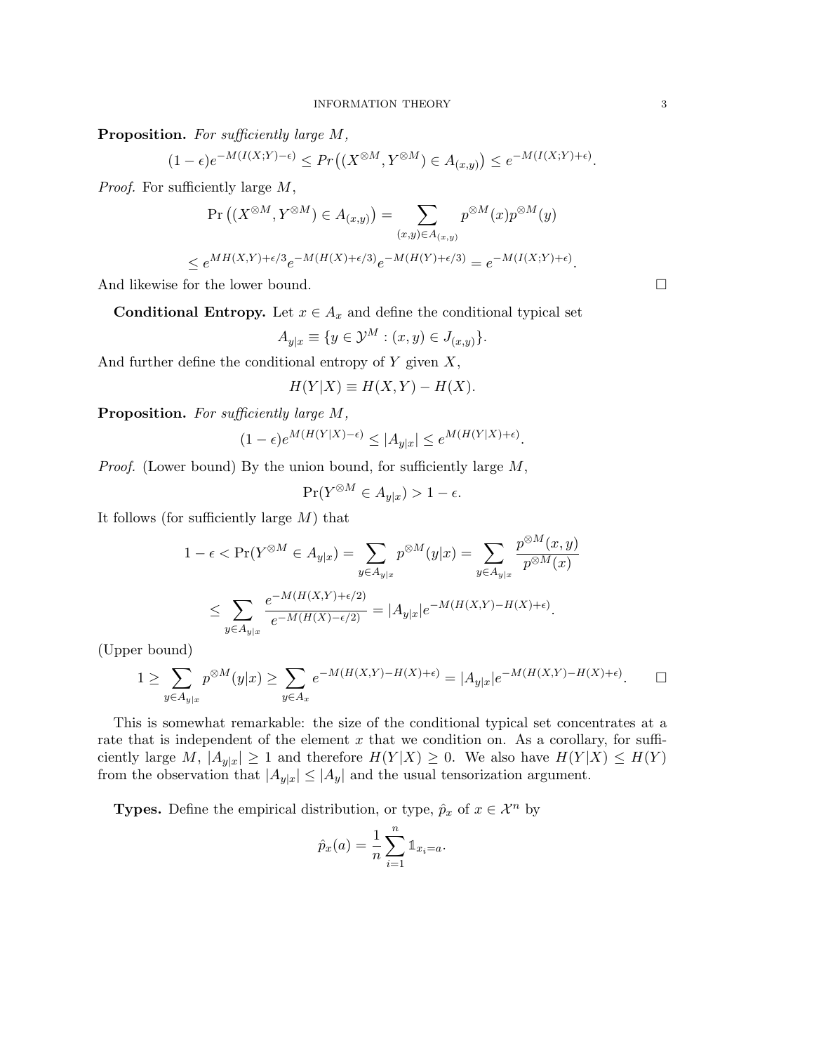**Proposition.** *For sufficiently large $M$,*

$$(1-\epsilon)e^{-M(I(X;Y)-\epsilon)} \leq Pr\left((X^{\otimes M}, Y^{\otimes M}) \in A_{(x,y)}\right) \leq e^{-M(I(X;Y)+\epsilon)}.$$

*Proof.* For sufficiently large $M$,

$$\Pr\left((X^{\otimes M}, Y^{\otimes M}) \in A_{(x,y)}\right) = \sum_{(x,y)\in A_{(x,y)}} p^{\otimes M}(x)p^{\otimes M}(y)$$

$$\leq e^{MH(X,Y)+\epsilon/3}e^{-M(H(X)+\epsilon/3)}e^{-M(H(Y)+\epsilon/3)} = e^{-M(I(X;Y)+\epsilon)}.$$

And likewise for the lower bound. □

**Conditional Entropy.** Let $x \in A_x$ and define the conditional typical set

$$A_{y|x} \equiv \{y \in \mathcal{Y}^M : (x,y) \in J_{(x,y)}\}.$$

And further define the conditional entropy of $Y$ given $X$,

$$H(Y|X) \equiv H(X,Y) - H(X).$$

**Proposition.** *For sufficiently large $M$,*

$$(1-\epsilon)e^{M(H(Y|X)-\epsilon)} \leq |A_{y|x}| \leq e^{M(H(Y|X)+\epsilon)}.$$

*Proof.* (Lower bound) By the union bound, for sufficiently large $M$,

$$\Pr(Y^{\otimes M} \in A_{y|x}) > 1-\epsilon.$$

It follows (for sufficiently large $M$) that

$$1-\epsilon < \Pr(Y^{\otimes M} \in A_{y|x}) = \sum_{y\in A_{y|x}} p^{\otimes M}(y|x) = \sum_{y\in A_{y|x}} \frac{p^{\otimes M}(x,y)}{p^{\otimes M}(x)}$$

$$\leq \sum_{y\in A_{y|x}} \frac{e^{-M(H(X,Y)+\epsilon/2)}}{e^{-M(H(X)-\epsilon/2)}} = |A_{y|x}|e^{-M(H(X,Y)-H(X)+\epsilon)}.$$

(Upper bound)

$$1 \geq \sum_{y\in A_{y|x}} p^{\otimes M}(y|x) \geq \sum_{y\in A_x} e^{-M(H(X,Y)-H(X)+\epsilon)} = |A_{y|x}|e^{-M(H(X,Y)-H(X)+\epsilon)}.$$ □

This is somewhat remarkable: the size of the conditional typical set concentrates at a rate that is independent of the element $x$ that we condition on. As a corollary, for sufficiently large $M$, $|A_{y|x}| \geq 1$ and therefore $H(Y|X) \geq 0$. We also have $H(Y|X) \leq H(Y)$ from the observation that $|A_{y|x}| \leq |A_y|$ and the usual tensorization argument.

**Types.** Define the empirical distribution, or type, $\hat{p}_x$ of $x \in \mathcal{X}^n$ by

$$\hat{p}_x(a) = \frac{1}{n}\sum_{i=1}^{n} \mathbb{1}_{x_i=a}.$$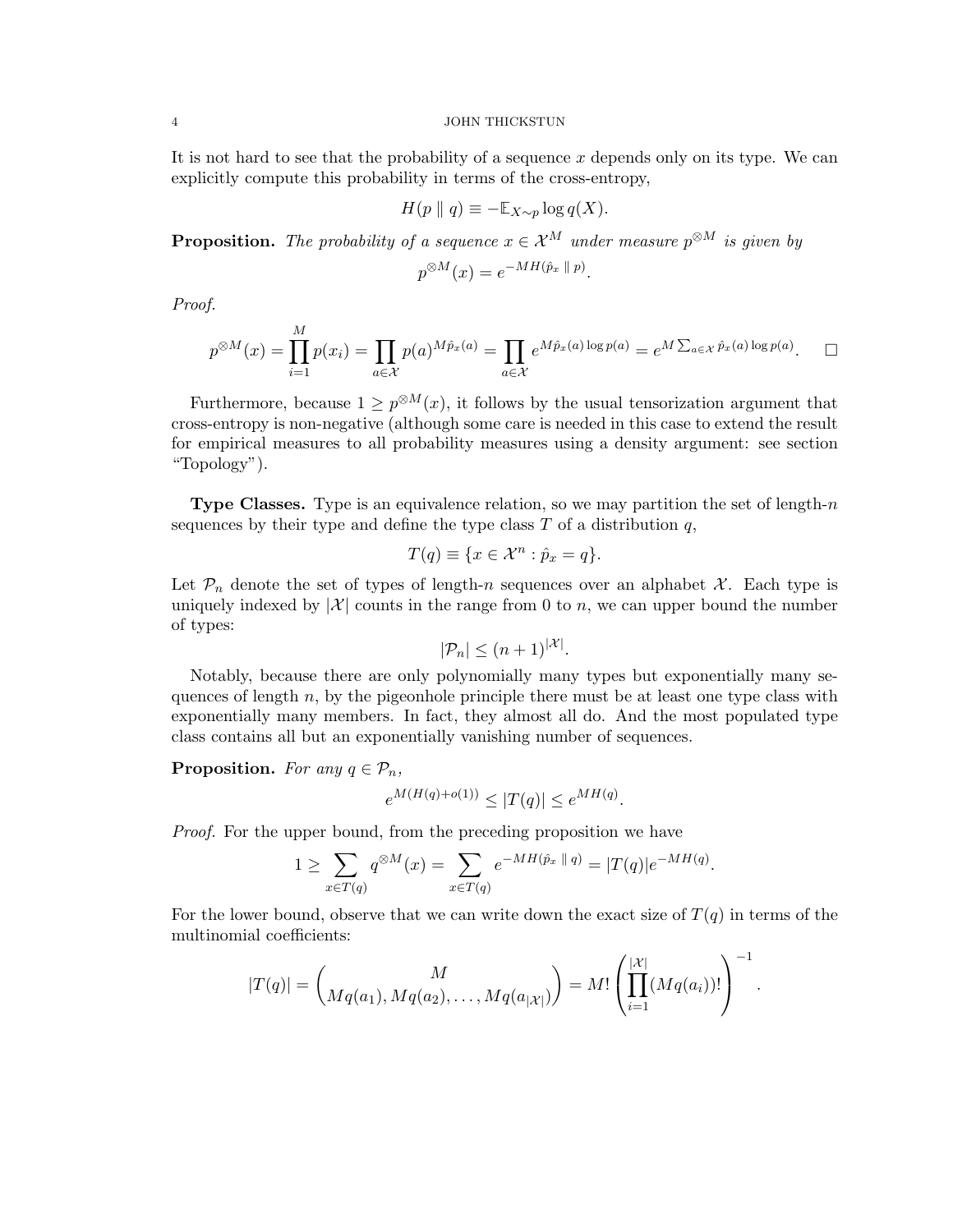It is not hard to see that the probability of a sequence $x$ depends only on its type. We can explicitly compute this probability in terms of the cross-entropy,

$$H(p \parallel q) \equiv -\mathbb{E}_{X \sim p} \log q(X).$$

**Proposition.** *The probability of a sequence $x \in \mathcal{X}^M$ under measure $p^{\otimes M}$ is given by*

$$p^{\otimes M}(x) = e^{-MH(\hat{p}_x \parallel p)}.$$

*Proof.*

$$p^{\otimes M}(x) = \prod_{i=1}^{M} p(x_i) = \prod_{a \in \mathcal{X}} p(a)^{M\hat{p}_x(a)} = \prod_{a \in \mathcal{X}} e^{M\hat{p}_x(a) \log p(a)} = e^{M \sum_{a \in \mathcal{X}} \hat{p}_x(a) \log p(a)}. \quad \square$$

Furthermore, because $1 \geq p^{\otimes M}(x)$, it follows by the usual tensorization argument that cross-entropy is non-negative (although some care is needed in this case to extend the result for empirical measures to all probability measures using a density argument: see section "Topology").

**Type Classes.** Type is an equivalence relation, so we may partition the set of length-$n$ sequences by their type and define the type class $T$ of a distribution $q$,

$$T(q) \equiv \{x \in \mathcal{X}^n : \hat{p}_x = q\}.$$

Let $\mathcal{P}_n$ denote the set of types of length-$n$ sequences over an alphabet $\mathcal{X}$. Each type is uniquely indexed by $|\mathcal{X}|$ counts in the range from 0 to $n$, we can upper bound the number of types:

$$|\mathcal{P}_n| \leq (n+1)^{|\mathcal{X}|}.$$

Notably, because there are only polynomially many types but exponentially many sequences of length $n$, by the pigeonhole principle there must be at least one type class with exponentially many members. In fact, they almost all do. And the most populated type class contains all but an exponentially vanishing number of sequences.

**Proposition.** *For any $q \in \mathcal{P}_n$,*

$$e^{M(H(q)+o(1))} \leq |T(q)| \leq e^{MH(q)}.$$

*Proof.* For the upper bound, from the preceding proposition we have

$$1 \geq \sum_{x \in T(q)} q^{\otimes M}(x) = \sum_{x \in T(q)} e^{-MH(\hat{p}_x \parallel q)} = |T(q)| e^{-MH(q)}.$$

For the lower bound, observe that we can write down the exact size of $T(q)$ in terms of the multinomial coefficients:

$$|T(q)| = \binom{M}{Mq(a_1), Mq(a_2), \ldots, Mq(a_{|\mathcal{X}|})} = M! \left( \prod_{i=1}^{|\mathcal{X}|} (Mq(a_i))! \right)^{-1}.$$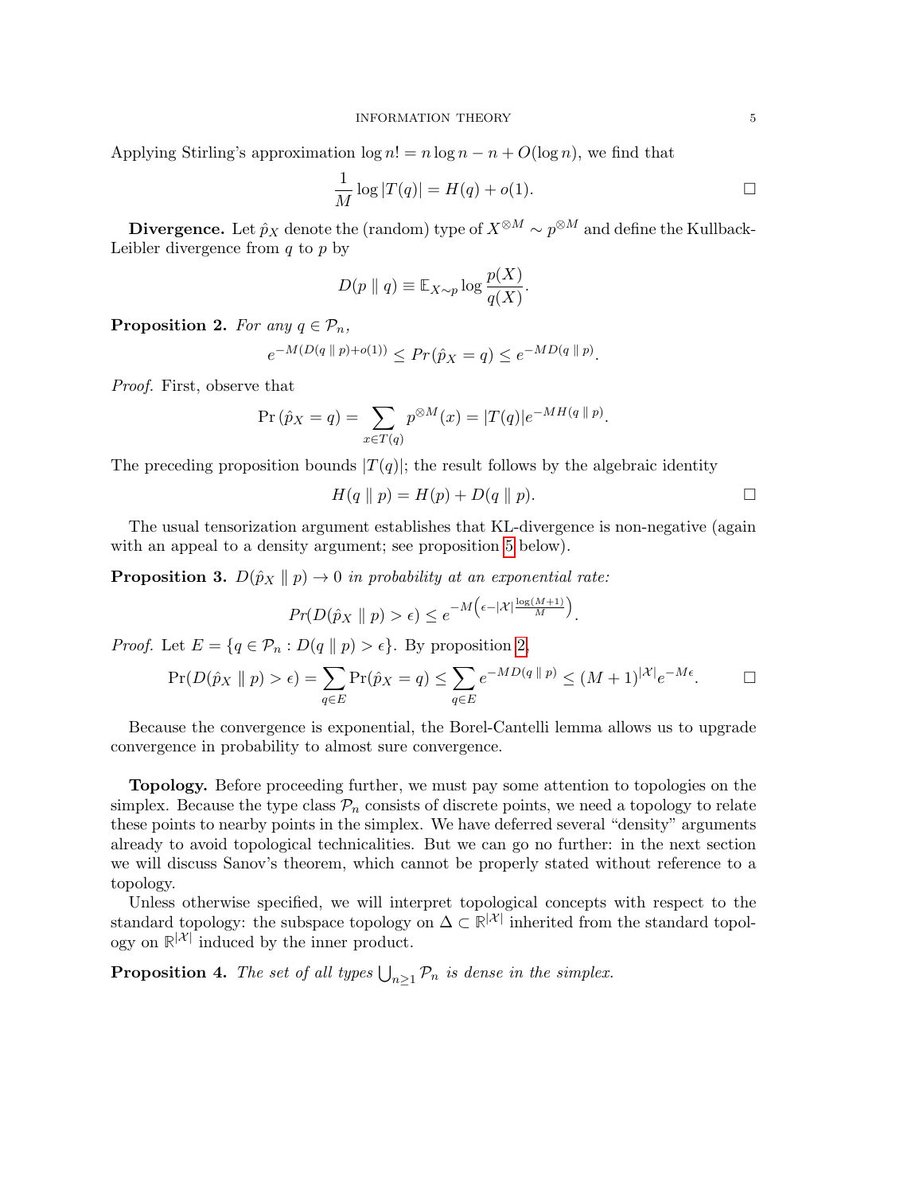Applying Stirling's approximation $\log n! = n \log n - n + O(\log n)$, we find that

$$\frac{1}{M} \log |T(q)| = H(q) + o(1). \qquad \square$$

**Divergence.** Let $\hat{p}_X$ denote the (random) type of $X^{\otimes M} \sim p^{\otimes M}$ and define the Kullback-Leibler divergence from $q$ to $p$ by

$$D(p \parallel q) \equiv \mathbb{E}_{X \sim p} \log \frac{p(X)}{q(X)}.$$

**Proposition 2.** *For any $q \in \mathcal{P}_n$,*

$$e^{-M(D(q \parallel p)+o(1))} \leq Pr(\hat{p}_X = q) \leq e^{-MD(q \parallel p)}.$$

*Proof.* First, observe that

$$\Pr(\hat{p}_X = q) = \sum_{x \in T(q)} p^{\otimes M}(x) = |T(q)| e^{-MH(q \parallel p)}.$$

The preceding proposition bounds $|T(q)|$; the result follows by the algebraic identity

$$H(q \parallel p) = H(p) + D(q \parallel p). \qquad \square$$

The usual tensorization argument establishes that KL-divergence is non-negative (again with an appeal to a density argument; see proposition 5 below).

**Proposition 3.** *$D(\hat{p}_X \parallel p) \to 0$ in probability at an exponential rate:*

$$Pr(D(\hat{p}_X \parallel p) > \epsilon) \leq e^{-M\left(\epsilon - |\mathcal{X}| \frac{\log(M+1)}{M}\right)}.$$

*Proof.* Let $E = \{q \in \mathcal{P}_n : D(q \parallel p) > \epsilon\}$. By proposition 2,

$$\Pr(D(\hat{p}_X \parallel p) > \epsilon) = \sum_{q \in E} \Pr(\hat{p}_X = q) \leq \sum_{q \in E} e^{-MD(q \parallel p)} \leq (M+1)^{|\mathcal{X}|} e^{-M\epsilon}. \qquad \square$$

Because the convergence is exponential, the Borel-Cantelli lemma allows us to upgrade convergence in probability to almost sure convergence.

**Topology.** Before proceeding further, we must pay some attention to topologies on the simplex. Because the type class $\mathcal{P}_n$ consists of discrete points, we need a topology to relate these points to nearby points in the simplex. We have deferred several "density" arguments already to avoid topological technicalities. But we can go no further: in the next section we will discuss Sanov's theorem, which cannot be properly stated without reference to a topology.

Unless otherwise specified, we will interpret topological concepts with respect to the standard topology: the subspace topology on $\Delta \subset \mathbb{R}^{|\mathcal{X}|}$ inherited from the standard topology on $\mathbb{R}^{|\mathcal{X}|}$ induced by the inner product.

**Proposition 4.** *The set of all types $\bigcup_{n \geq 1} \mathcal{P}_n$ is dense in the simplex.*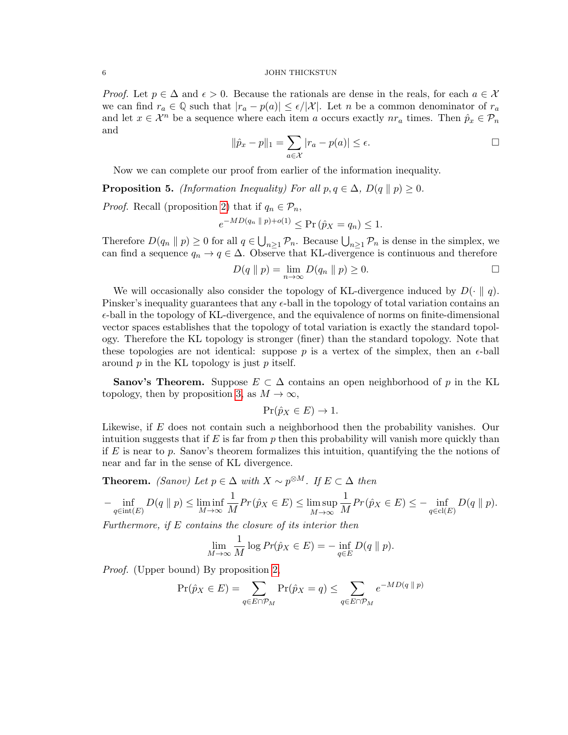*Proof.* Let $p \in \Delta$ and $\epsilon > 0$. Because the rationals are dense in the reals, for each $a \in \mathcal{X}$ we can find $r_a \in \mathbb{Q}$ such that $|r_a - p(a)| \leq \epsilon/|\mathcal{X}|$. Let $n$ be a common denominator of $r_a$ and let $x \in \mathcal{X}^n$ be a sequence where each item $a$ occurs exactly $nr_a$ times. Then $\hat{p}_x \in \mathcal{P}_n$ and

$$\|\hat{p}_x - p\|_1 = \sum_{a \in \mathcal{X}} |r_a - p(a)| \leq \epsilon. \qquad \square$$

Now we can complete our proof from earlier of the information inequality.

**Proposition 5.** *(Information Inequality) For all $p, q \in \Delta$, $D(q \parallel p) \geq 0$.*

*Proof.* Recall (proposition 2) that if $q_n \in \mathcal{P}_n$,

$$e^{-MD(q_n \parallel p) + o(1)} \leq \Pr\left(\hat{p}_X = q_n\right) \leq 1.$$

Therefore $D(q_n \parallel p) \geq 0$ for all $q \in \bigcup_{n \geq 1} \mathcal{P}_n$. Because $\bigcup_{n \geq 1} \mathcal{P}_n$ is dense in the simplex, we can find a sequence $q_n \to q \in \Delta$. Observe that KL-divergence is continuous and therefore

$$D(q \parallel p) = \lim_{n \to \infty} D(q_n \parallel p) \geq 0. \qquad \square$$

We will occasionally also consider the topology of KL-divergence induced by $D(\cdot \parallel q)$. Pinsker's inequality guarantees that any $\epsilon$-ball in the topology of total variation contains an $\epsilon$-ball in the topology of KL-divergence, and the equivalence of norms on finite-dimensional vector spaces establishes that the topology of total variation is exactly the standard topology. Therefore the KL topology is stronger (finer) than the standard topology. Note that these topologies are not identical: suppose $p$ is a vertex of the simplex, then an $\epsilon$-ball around $p$ in the KL topology is just $p$ itself.

**Sanov's Theorem.** Suppose $E \subset \Delta$ contains an open neighborhood of $p$ in the KL topology, then by proposition 3, as $M \to \infty$,

$$\Pr(\hat{p}_X \in E) \to 1.$$

Likewise, if $E$ does not contain such a neighborhood then the probability vanishes. Our intuition suggests that if $E$ is far from $p$ then this probability will vanish more quickly than if $E$ is near to $p$. Sanov's theorem formalizes this intuition, quantifying the the notions of near and far in the sense of KL divergence.

**Theorem.** *(Sanov) Let $p \in \Delta$ with $X \sim p^{\otimes M}$. If $E \subset \Delta$ then*

$$-\inf_{q \in \text{int}(E)} D(q \parallel p) \leq \liminf_{M \to \infty} \frac{1}{M} Pr(\hat{p}_X \in E) \leq \limsup_{M \to \infty} \frac{1}{M} Pr(\hat{p}_X \in E) \leq -\inf_{q \in \text{cl}(E)} D(q \parallel p).$$

*Furthermore, if $E$ contains the closure of its interior then*

$$\lim_{M \to \infty} \frac{1}{M} \log Pr(\hat{p}_X \in E) = -\inf_{q \in E} D(q \parallel p).$$

*Proof.* (Upper bound) By proposition 2,

$$\Pr(\hat{p}_X \in E) = \sum_{q \in E \cap \mathcal{P}_M} \Pr(\hat{p}_X = q) \leq \sum_{q \in E \cap \mathcal{P}_M} e^{-MD(q \parallel p)}$$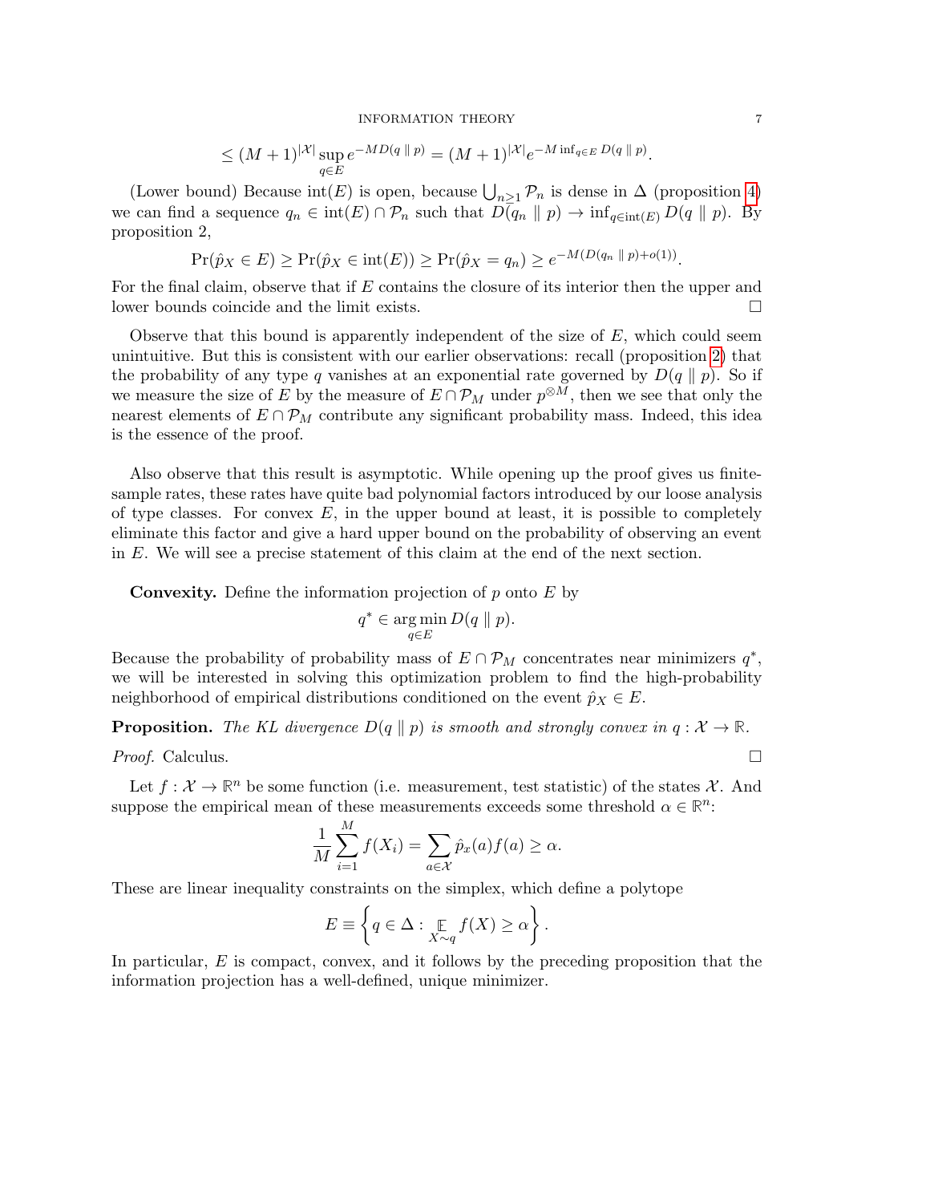$$\leq (M+1)^{|\mathcal{X}|} \sup_{q \in E} e^{-MD(q \,\|\, p)} = (M+1)^{|\mathcal{X}|} e^{-M \inf_{q \in E} D(q \,\|\, p)}.$$

(Lower bound) Because $\text{int}(E)$ is open, because $\bigcup_{n \geq 1} \mathcal{P}_n$ is dense in $\Delta$ (proposition 4) we can find a sequence $q_n \in \text{int}(E) \cap \mathcal{P}_n$ such that $D(q_n \,\|\, p) \to \inf_{q \in \text{int}(E)} D(q \,\|\, p)$. By proposition 2,

$$\Pr(\hat{p}_X \in E) \geq \Pr(\hat{p}_X \in \text{int}(E)) \geq \Pr(\hat{p}_X = q_n) \geq e^{-M(D(q_n \,\|\, p) + o(1))}.$$

For the final claim, observe that if $E$ contains the closure of its interior then the upper and lower bounds coincide and the limit exists. $\square$

Observe that this bound is apparently independent of the size of $E$, which could seem unintuitive. But this is consistent with our earlier observations: recall (proposition 2) that the probability of any type $q$ vanishes at an exponential rate governed by $D(q \,\|\, p)$. So if we measure the size of $E$ by the measure of $E \cap \mathcal{P}_M$ under $p^{\otimes M}$, then we see that only the nearest elements of $E \cap \mathcal{P}_M$ contribute any significant probability mass. Indeed, this idea is the essence of the proof.

Also observe that this result is asymptotic. While opening up the proof gives us finite-sample rates, these rates have quite bad polynomial factors introduced by our loose analysis of type classes. For convex $E$, in the upper bound at least, it is possible to completely eliminate this factor and give a hard upper bound on the probability of observing an event in $E$. We will see a precise statement of this claim at the end of the next section.

**Convexity.** Define the information projection of $p$ onto $E$ by

$$q^* \in \underset{q \in E}{\arg\min}\, D(q \,\|\, p).$$

Because the probability of probability mass of $E \cap \mathcal{P}_M$ concentrates near minimizers $q^*$, we will be interested in solving this optimization problem to find the high-probability neighborhood of empirical distributions conditioned on the event $\hat{p}_X \in E$.

**Proposition.** *The KL divergence $D(q \,\|\, p)$ is smooth and strongly convex in $q : \mathcal{X} \to \mathbb{R}$.*

*Proof.* Calculus. $\square$

Let $f : \mathcal{X} \to \mathbb{R}^n$ be some function (i.e. measurement, test statistic) of the states $\mathcal{X}$. And suppose the empirical mean of these measurements exceeds some threshold $\alpha \in \mathbb{R}^n$:

$$\frac{1}{M} \sum_{i=1}^{M} f(X_i) = \sum_{a \in \mathcal{X}} \hat{p}_x(a) f(a) \geq \alpha.$$

These are linear inequality constraints on the simplex, which define a polytope

$$E \equiv \left\{ q \in \Delta : \mathop{\mathbb{E}}_{X \sim q} f(X) \geq \alpha \right\}.$$

In particular, $E$ is compact, convex, and it follows by the preceding proposition that the information projection has a well-defined, unique minimizer.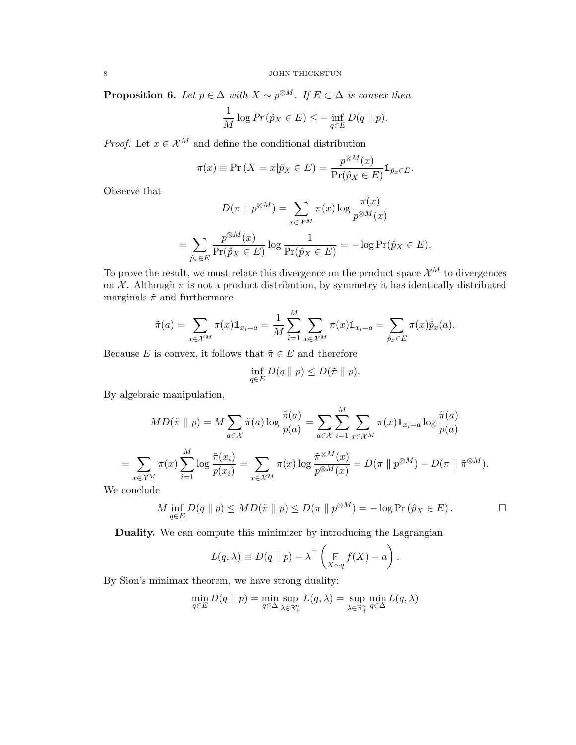**Proposition 6.** *Let $p \in \Delta$ with $X \sim p^{\otimes M}$. If $E \subset \Delta$ is convex then*

$$\frac{1}{M} \log Pr(\hat{p}_X \in E) \leq -\inf_{q \in E} D(q \parallel p).$$

*Proof.* Let $x \in \mathcal{X}^M$ and define the conditional distribution

$$\pi(x) \equiv \Pr\left(X = x | \hat{p}_X \in E\right) = \frac{p^{\otimes M}(x)}{\Pr(\hat{p}_X \in E)} \mathbb{1}_{\hat{p}_x \in E}.$$

Observe that

$$D(\pi \parallel p^{\otimes M}) = \sum_{x \in \mathcal{X}^M} \pi(x) \log \frac{\pi(x)}{p^{\otimes M}(x)}$$

$$= \sum_{\hat{p}_x \in E} \frac{p^{\otimes M}(x)}{\Pr(\hat{p}_X \in E)} \log \frac{1}{\Pr(\hat{p}_X \in E)} = -\log \Pr(\hat{p}_X \in E).$$

To prove the result, we must relate this divergence on the product space $\mathcal{X}^M$ to divergences on $\mathcal{X}$. Although $\pi$ is not a product distribution, by symmetry it has identically distributed marginals $\tilde{\pi}$ and furthermore

$$\tilde{\pi}(a) = \sum_{x \in \mathcal{X}^M} \pi(x) \mathbb{1}_{x_i = a} = \frac{1}{M} \sum_{i=1}^{M} \sum_{x \in \mathcal{X}^M} \pi(x) \mathbb{1}_{x_i = a} = \sum_{\hat{p}_x \in E} \pi(x) \hat{p}_x(a).$$

Because $E$ is convex, it follows that $\tilde{\pi} \in E$ and therefore

$$\inf_{q \in E} D(q \parallel p) \leq D(\tilde{\pi} \parallel p).$$

By algebraic manipulation,

$$MD(\tilde{\pi} \parallel p) = M \sum_{a \in \mathcal{X}} \tilde{\pi}(a) \log \frac{\tilde{\pi}(a)}{p(a)} = \sum_{a \in \mathcal{X}} \sum_{i=1}^{M} \sum_{x \in \mathcal{X}^M} \pi(x) \mathbb{1}_{x_i = a} \log \frac{\tilde{\pi}(a)}{p(a)}$$

$$= \sum_{x \in \mathcal{X}^M} \pi(x) \sum_{i=1}^{M} \log \frac{\tilde{\pi}(x_i)}{p(x_i)} = \sum_{x \in \mathcal{X}^M} \pi(x) \log \frac{\tilde{\pi}^{\otimes M}(x)}{p^{\otimes M}(x)} = D(\pi \parallel p^{\otimes M}) - D(\pi \parallel \tilde{\pi}^{\otimes M}).$$

We conclude

$$M \inf_{q \in E} D(q \parallel p) \leq MD(\tilde{\pi} \parallel p) \leq D(\pi \parallel p^{\otimes M}) = -\log \Pr\left(\hat{p}_X \in E\right). \qquad \square$$

**Duality.** We can compute this minimizer by introducing the Lagrangian

$$L(q, \lambda) \equiv D(q \parallel p) - \lambda^\top \left( \mathop{\mathbb{E}}_{X \sim q} f(X) - a \right).$$

By Sion's minimax theorem, we have strong duality:

$$\min_{q \in E} D(q \parallel p) = \min_{q \in \Delta} \sup_{\lambda \in \mathbb{R}^n_+} L(q, \lambda) = \sup_{\lambda \in \mathbb{R}^n_+} \min_{q \in \Delta} L(q, \lambda)$$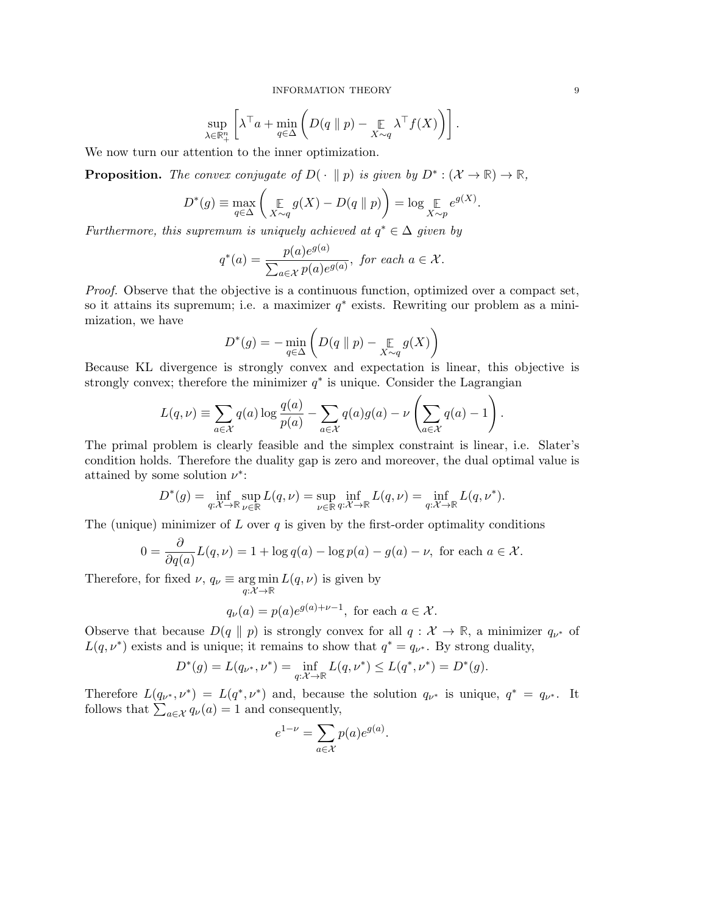$$\sup_{\lambda \in \mathbb{R}^n_+} \left[ \lambda^\top a + \min_{q \in \Delta} \left( D(q \parallel p) - \mathop{\mathbb{E}}_{X \sim q} \lambda^\top f(X) \right) \right].$$

We now turn our attention to the inner optimization.

**Proposition.** *The convex conjugate of $D(\,\cdot \parallel p)$ is given by $D^* : (\mathcal{X} \to \mathbb{R}) \to \mathbb{R}$,*

$$D^*(g) \equiv \max_{q \in \Delta} \left( \mathop{\mathbb{E}}_{X \sim q} g(X) - D(q \parallel p) \right) = \log \mathop{\mathbb{E}}_{X \sim p} e^{g(X)}.$$

*Furthermore, this supremum is uniquely achieved at $q^* \in \Delta$ given by*

$$q^*(a) = \frac{p(a) e^{g(a)}}{\sum_{a \in \mathcal{X}} p(a) e^{g(a)}}, \text{ for each } a \in \mathcal{X}.$$

*Proof.* Observe that the objective is a continuous function, optimized over a compact set, so it attains its supremum; i.e. a maximizer $q^*$ exists. Rewriting our problem as a minimization, we have

$$D^*(g) = -\min_{q \in \Delta} \left( D(q \parallel p) - \mathop{\mathbb{E}}_{X \sim q} g(X) \right)$$

Because KL divergence is strongly convex and expectation is linear, this objective is strongly convex; therefore the minimizer $q^*$ is unique. Consider the Lagrangian

$$L(q, \nu) \equiv \sum_{a \in \mathcal{X}} q(a) \log \frac{q(a)}{p(a)} - \sum_{a \in \mathcal{X}} q(a) g(a) - \nu \left( \sum_{a \in \mathcal{X}} q(a) - 1 \right).$$

The primal problem is clearly feasible and the simplex constraint is linear, i.e. Slater's condition holds. Therefore the duality gap is zero and moreover, the dual optimal value is attained by some solution $\nu^*$:

$$D^*(g) = \inf_{q : \mathcal{X} \to \mathbb{R}} \sup_{\nu \in \mathbb{R}} L(q, \nu) = \sup_{\nu \in \mathbb{R}} \inf_{q : \mathcal{X} \to \mathbb{R}} L(q, \nu) = \inf_{q : \mathcal{X} \to \mathbb{R}} L(q, \nu^*).$$

The (unique) minimizer of $L$ over $q$ is given by the first-order optimality conditions

$$0 = \frac{\partial}{\partial q(a)} L(q, \nu) = 1 + \log q(a) - \log p(a) - g(a) - \nu, \text{ for each } a \in \mathcal{X}.$$

Therefore, for fixed $\nu$, $q_\nu \equiv \mathop{\arg\min}_{q : \mathcal{X} \to \mathbb{R}} L(q, \nu)$ is given by

$$q_\nu(a) = p(a) e^{g(a) + \nu - 1}, \text{ for each } a \in \mathcal{X}.$$

Observe that because $D(q \parallel p)$ is strongly convex for all $q : \mathcal{X} \to \mathbb{R}$, a minimizer $q_{\nu^*}$ of $L(q, \nu^*)$ exists and is unique; it remains to show that $q^* = q_{\nu^*}$. By strong duality,

$$D^*(g) = L(q_{\nu^*}, \nu^*) = \inf_{q : \mathcal{X} \to \mathbb{R}} L(q, \nu^*) \leq L(q^*, \nu^*) = D^*(g).$$

Therefore $L(q_{\nu^*}, \nu^*) = L(q^*, \nu^*)$ and, because the solution $q_{\nu^*}$ is unique, $q^* = q_{\nu^*}$. It follows that $\sum_{a \in \mathcal{X}} q_\nu(a) = 1$ and consequently,

$$e^{1 - \nu} = \sum_{a \in \mathcal{X}} p(a) e^{g(a)}.$$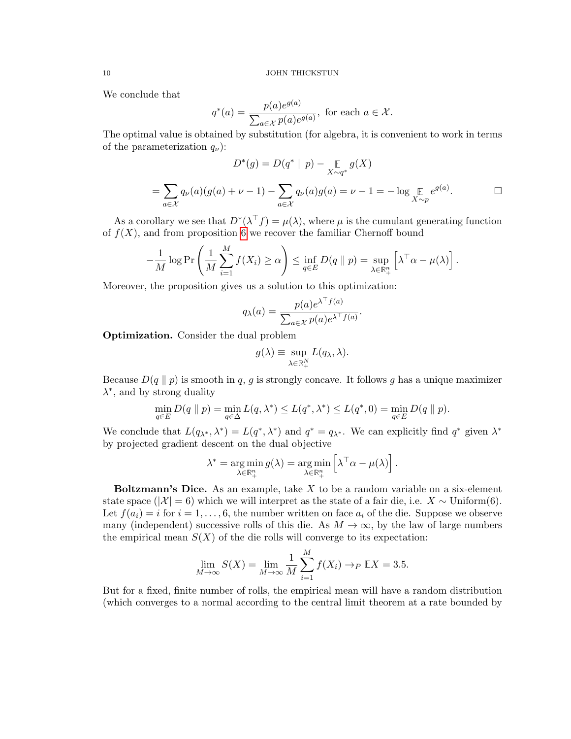We conclude that

$$q^*(a) = \frac{p(a)e^{g(a)}}{\sum_{a \in \mathcal{X}} p(a)e^{g(a)}}, \text{ for each } a \in \mathcal{X}.$$

The optimal value is obtained by substitution (for algebra, it is convenient to work in terms of the parameterization $q_\nu$):

$$D^*(g) = D(q^* \parallel p) - \mathop{\mathbb{E}}_{X \sim q^*} g(X)$$

$$= \sum_{a \in \mathcal{X}} q_\nu(a)(g(a) + \nu - 1) - \sum_{a \in \mathcal{X}} q_\nu(a) g(a) = \nu - 1 = -\log \mathop{\mathbb{E}}_{X \sim p} e^{g(a)}. \qquad \square$$

As a corollary we see that $D^*(\lambda^\top f) = \mu(\lambda)$, where $\mu$ is the cumulant generating function of $f(X)$, and from proposition 6 we recover the familiar Chernoff bound

$$-\frac{1}{M} \log \Pr\left(\frac{1}{M}\sum_{i=1}^{M} f(X_i) \geq \alpha\right) \leq \inf_{q \in E} D(q \parallel p) = \sup_{\lambda \in \mathbb{R}^n_+} \left[\lambda^\top \alpha - \mu(\lambda)\right].$$

Moreover, the proposition gives us a solution to this optimization:

$$q_\lambda(a) = \frac{p(a)e^{\lambda^\top f(a)}}{\sum_{a \in \mathcal{X}} p(a)e^{\lambda^\top f(a)}}.$$

**Optimization.** Consider the dual problem

$$g(\lambda) \equiv \sup_{\lambda \in \mathbb{R}^N_+} L(q_\lambda, \lambda).$$

Because $D(q \parallel p)$ is smooth in $q$, $g$ is strongly concave. It follows $g$ has a unique maximizer $\lambda^*$, and by strong duality

$$\min_{q \in E} D(q \parallel p) = \min_{q \in \Delta} L(q, \lambda^*) \leq L(q^*, \lambda^*) \leq L(q^*, 0) = \min_{q \in E} D(q \parallel p).$$

We conclude that $L(q_{\lambda^*}, \lambda^*) = L(q^*, \lambda^*)$ and $q^* = q_{\lambda^*}$. We can explicitly find $q^*$ given $\lambda^*$ by projected gradient descent on the dual objective

$$\lambda^* = \mathop{\arg\min}_{\lambda \in \mathbb{R}^n_+} g(\lambda) = \mathop{\arg\min}_{\lambda \in \mathbb{R}^n_+} \left[\lambda^\top \alpha - \mu(\lambda)\right].$$

**Boltzmann's Dice.** As an example, take $X$ to be a random variable on a six-element state space ($|\mathcal{X}| = 6$) which we will interpret as the state of a fair die, i.e. $X \sim \text{Uniform}(6)$. Let $f(a_i) = i$ for $i = 1, \ldots, 6$, the number written on face $a_i$ of the die. Suppose we observe many (independent) successive rolls of this die. As $M \to \infty$, by the law of large numbers the empirical mean $S(X)$ of the die rolls will converge to its expectation:

$$\lim_{M \to \infty} S(X) = \lim_{M \to \infty} \frac{1}{M} \sum_{i=1}^{M} f(X_i) \to_P \mathbb{E}X = 3.5.$$

But for a fixed, finite number of rolls, the empirical mean will have a random distribution (which converges to a normal according to the central limit theorem at a rate bounded by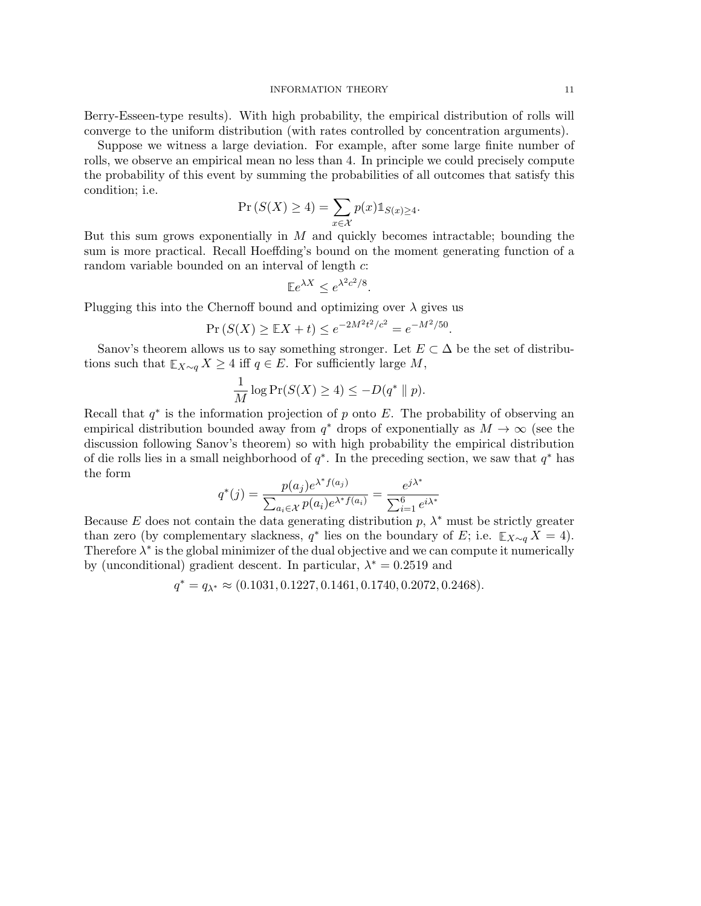Berry-Esseen-type results). With high probability, the empirical distribution of rolls will converge to the uniform distribution (with rates controlled by concentration arguments).

Suppose we witness a large deviation. For example, after some large finite number of rolls, we observe an empirical mean no less than 4. In principle we could precisely compute the probability of this event by summing the probabilities of all outcomes that satisfy this condition; i.e.

$$\Pr\left(S(X) \geq 4\right) = \sum_{x \in \mathcal{X}} p(x) \mathbb{1}_{S(x) \geq 4}.$$

But this sum grows exponentially in $M$ and quickly becomes intractable; bounding the sum is more practical. Recall Hoeffding's bound on the moment generating function of a random variable bounded on an interval of length $c$:

$$\mathbb{E}e^{\lambda X} \leq e^{\lambda^2 c^2/8}.$$

Plugging this into the Chernoff bound and optimizing over $\lambda$ gives us

$$\Pr\left(S(X) \geq \mathbb{E}X + t\right) \leq e^{-2M^2 t^2/c^2} = e^{-M^2/50}.$$

Sanov's theorem allows us to say something stronger. Let $E \subset \Delta$ be the set of distributions such that $\mathbb{E}_{X \sim q} X \geq 4$ iff $q \in E$. For sufficiently large $M$,

$$\frac{1}{M} \log \Pr(S(X) \geq 4) \leq -D(q^* \parallel p).$$

Recall that $q^*$ is the information projection of $p$ onto $E$. The probability of observing an empirical distribution bounded away from $q^*$ drops of exponentially as $M \to \infty$ (see the discussion following Sanov's theorem) so with high probability the empirical distribution of die rolls lies in a small neighborhood of $q^*$. In the preceding section, we saw that $q^*$ has the form

$$q^*(j) = \frac{p(a_j) e^{\lambda^* f(a_j)}}{\sum_{a_i \in \mathcal{X}} p(a_i) e^{\lambda^* f(a_i)}} = \frac{e^{j\lambda^*}}{\sum_{i=1}^{6} e^{i\lambda^*}}$$

Because $E$ does not contain the data generating distribution $p$, $\lambda^*$ must be strictly greater than zero (by complementary slackness, $q^*$ lies on the boundary of $E$; i.e. $\mathbb{E}_{X \sim q} X = 4$). Therefore $\lambda^*$ is the global minimizer of the dual objective and we can compute it numerically by (unconditional) gradient descent. In particular, $\lambda^* = 0.2519$ and

$$q^* = q_{\lambda^*} \approx (0.1031, 0.1227, 0.1461, 0.1740, 0.2072, 0.2468).$$